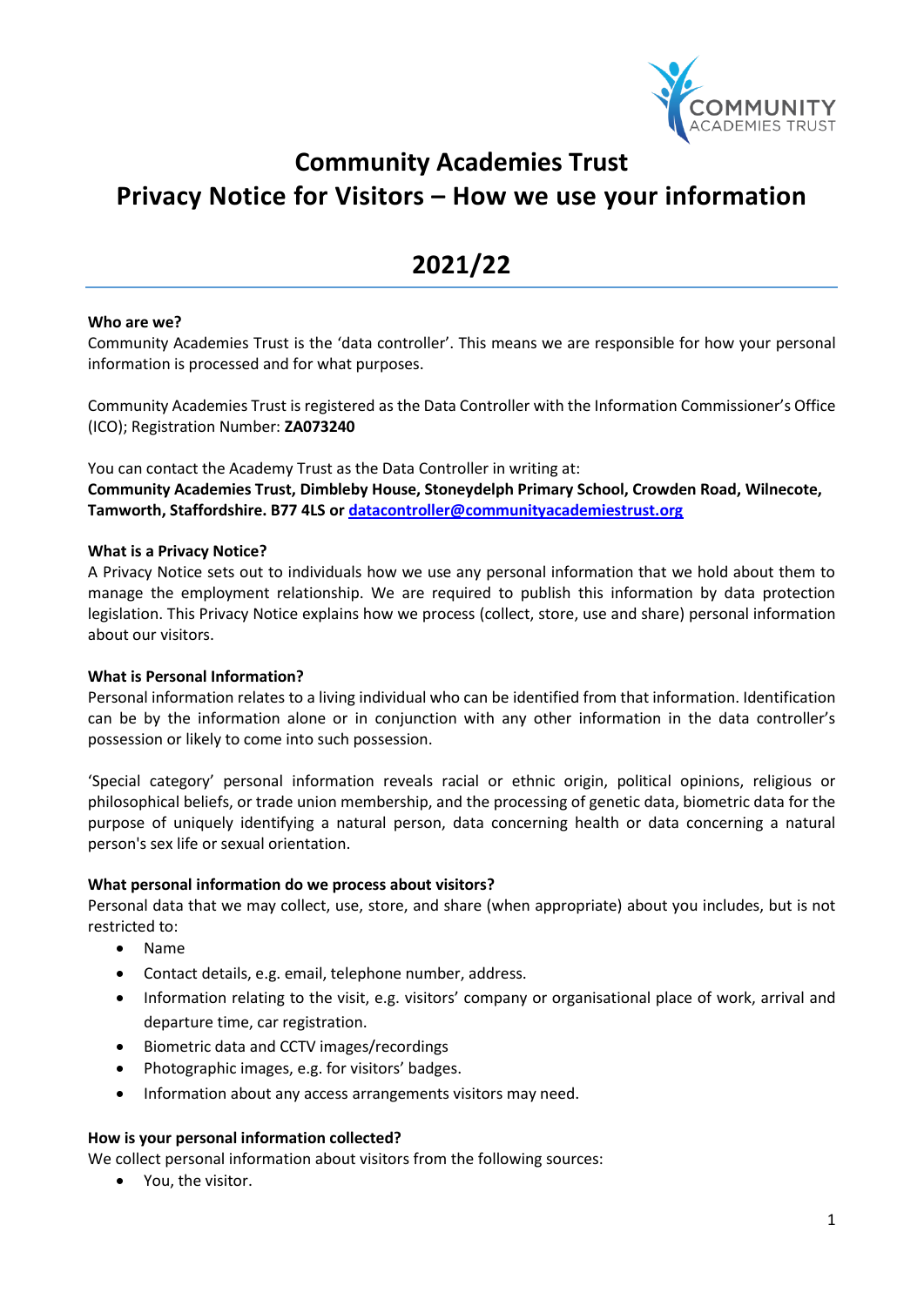# Community Academies Trust
# Privacy Notice for Visitors – How we use your information

# 2021/22

**Who are we?**
Community Academies Trust is the 'data controller'. This means we are responsible for how your personal information is processed and for what purposes.

Community Academies Trust is registered as the Data Controller with the Information Commissioner's Office (ICO); Registration Number: **ZA073240**

You can contact the Academy Trust as the Data Controller in writing at:
**Community Academies Trust, Dimbleby House, Stoneydelph Primary School, Crowden Road, Wilnecote, Tamworth, Staffordshire. B77 4LS or [datacontroller@communityacademiestrust.org](mailto:datacontroller@communityacademiestrust.org)**

**What is a Privacy Notice?**
A Privacy Notice sets out to individuals how we use any personal information that we hold about them to manage the employment relationship. We are required to publish this information by data protection legislation. This Privacy Notice explains how we process (collect, store, use and share) personal information about our visitors.

**What is Personal Information?**
Personal information relates to a living individual who can be identified from that information. Identification can be by the information alone or in conjunction with any other information in the data controller's possession or likely to come into such possession.

'Special category' personal information reveals racial or ethnic origin, political opinions, religious or philosophical beliefs, or trade union membership, and the processing of genetic data, biometric data for the purpose of uniquely identifying a natural person, data concerning health or data concerning a natural person's sex life or sexual orientation.

**What personal information do we process about visitors?**
Personal data that we may collect, use, store, and share (when appropriate) about you includes, but is not restricted to:

- Name
- Contact details, e.g. email, telephone number, address.
- Information relating to the visit, e.g. visitors' company or organisational place of work, arrival and departure time, car registration.
- Biometric data and CCTV images/recordings
- Photographic images, e.g. for visitors' badges.
- Information about any access arrangements visitors may need.

**How is your personal information collected?**
We collect personal information about visitors from the following sources:

- You, the visitor.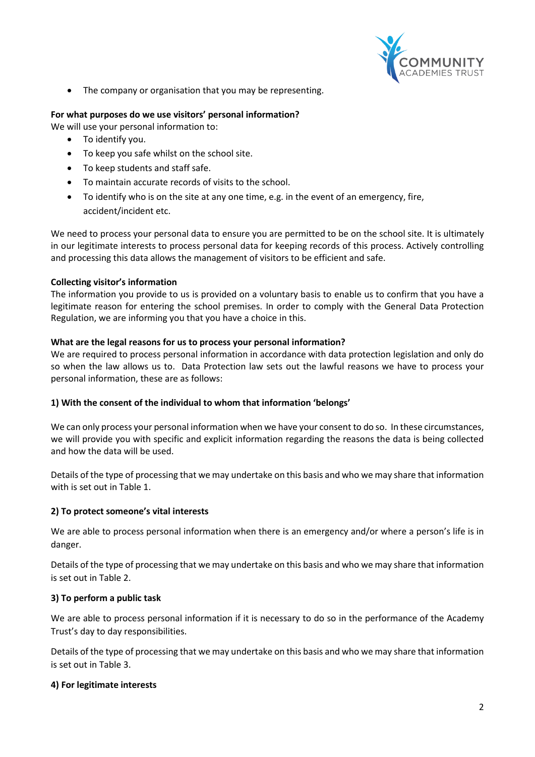- The company or organisation that you may be representing.

**For what purposes do we use visitors' personal information?**
We will use your personal information to:

- To identify you.
- To keep you safe whilst on the school site.
- To keep students and staff safe.
- To maintain accurate records of visits to the school.
- To identify who is on the site at any one time, e.g. in the event of an emergency, fire, accident/incident etc.

We need to process your personal data to ensure you are permitted to be on the school site. It is ultimately in our legitimate interests to process personal data for keeping records of this process. Actively controlling and processing this data allows the management of visitors to be efficient and safe.

**Collecting visitor's information**
The information you provide to us is provided on a voluntary basis to enable us to confirm that you have a legitimate reason for entering the school premises. In order to comply with the General Data Protection Regulation, we are informing you that you have a choice in this.

**What are the legal reasons for us to process your personal information?**
We are required to process personal information in accordance with data protection legislation and only do so when the law allows us to. Data Protection law sets out the lawful reasons we have to process your personal information, these are as follows:

**1) With the consent of the individual to whom that information 'belongs'**

We can only process your personal information when we have your consent to do so. In these circumstances, we will provide you with specific and explicit information regarding the reasons the data is being collected and how the data will be used.

Details of the type of processing that we may undertake on this basis and who we may share that information with is set out in Table 1.

**2) To protect someone's vital interests**

We are able to process personal information when there is an emergency and/or where a person's life is in danger.

Details of the type of processing that we may undertake on this basis and who we may share that information is set out in Table 2.

**3) To perform a public task**

We are able to process personal information if it is necessary to do so in the performance of the Academy Trust's day to day responsibilities.

Details of the type of processing that we may undertake on this basis and who we may share that information is set out in Table 3.

**4) For legitimate interests**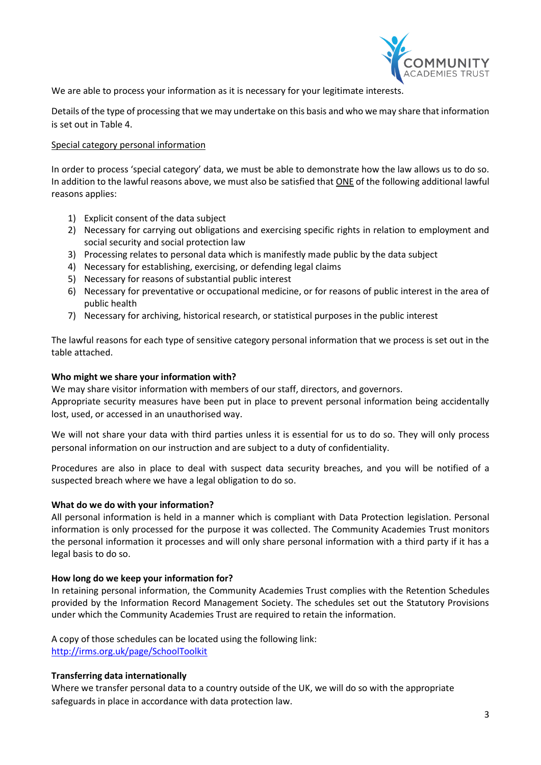We are able to process your information as it is necessary for your legitimate interests.

Details of the type of processing that we may undertake on this basis and who we may share that information is set out in Table 4.

Special category personal information

In order to process 'special category' data, we must be able to demonstrate how the law allows us to do so. In addition to the lawful reasons above, we must also be satisfied that ONE of the following additional lawful reasons applies:

1) Explicit consent of the data subject
2) Necessary for carrying out obligations and exercising specific rights in relation to employment and social security and social protection law
3) Processing relates to personal data which is manifestly made public by the data subject
4) Necessary for establishing, exercising, or defending legal claims
5) Necessary for reasons of substantial public interest
6) Necessary for preventative or occupational medicine, or for reasons of public interest in the area of public health
7) Necessary for archiving, historical research, or statistical purposes in the public interest

The lawful reasons for each type of sensitive category personal information that we process is set out in the table attached.

**Who might we share your information with?**

We may share visitor information with members of our staff, directors, and governors.
Appropriate security measures have been put in place to prevent personal information being accidentally lost, used, or accessed in an unauthorised way.

We will not share your data with third parties unless it is essential for us to do so. They will only process personal information on our instruction and are subject to a duty of confidentiality.

Procedures are also in place to deal with suspect data security breaches, and you will be notified of a suspected breach where we have a legal obligation to do so.

**What do we do with your information?**

All personal information is held in a manner which is compliant with Data Protection legislation. Personal information is only processed for the purpose it was collected. The Community Academies Trust monitors the personal information it processes and will only share personal information with a third party if it has a legal basis to do so.

**How long do we keep your information for?**

In retaining personal information, the Community Academies Trust complies with the Retention Schedules provided by the Information Record Management Society. The schedules set out the Statutory Provisions under which the Community Academies Trust are required to retain the information.

A copy of those schedules can be located using the following link:
http://irms.org.uk/page/SchoolToolkit

**Transferring data internationally**

Where we transfer personal data to a country outside of the UK, we will do so with the appropriate safeguards in place in accordance with data protection law.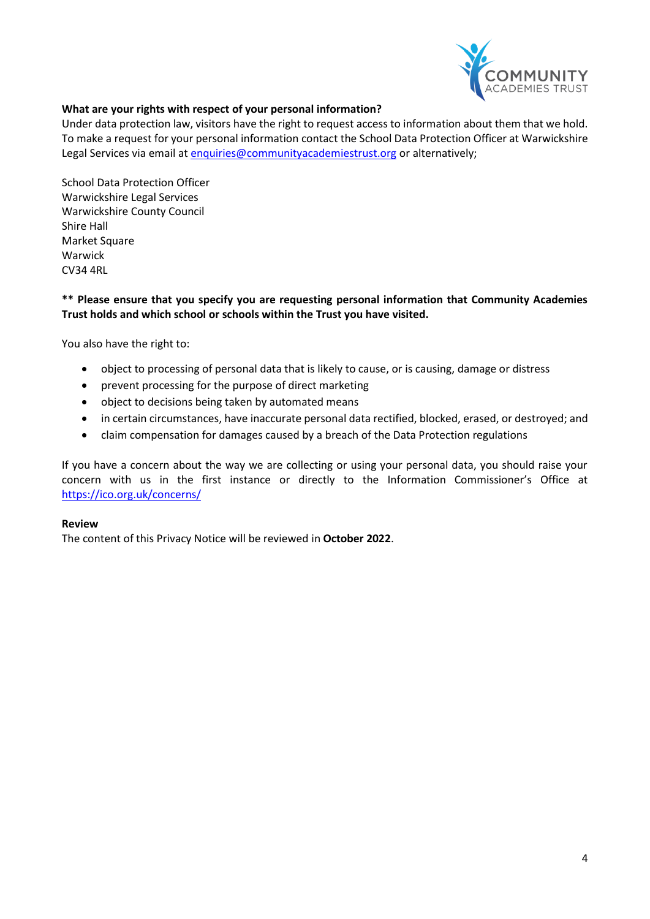**What are your rights with respect of your personal information?**

Under data protection law, visitors have the right to request access to information about them that we hold. To make a request for your personal information contact the School Data Protection Officer at Warwickshire Legal Services via email at enquiries@communityacademiestrust.org or alternatively;

School Data Protection Officer
Warwickshire Legal Services
Warwickshire County Council
Shire Hall
Market Square
Warwick
CV34 4RL

**** Please ensure that you specify you are requesting personal information that Community Academies Trust holds and which school or schools within the Trust you have visited.**

You also have the right to:

- object to processing of personal data that is likely to cause, or is causing, damage or distress
- prevent processing for the purpose of direct marketing
- object to decisions being taken by automated means
- in certain circumstances, have inaccurate personal data rectified, blocked, erased, or destroyed; and
- claim compensation for damages caused by a breach of the Data Protection regulations

If you have a concern about the way we are collecting or using your personal data, you should raise your concern with us in the first instance or directly to the Information Commissioner's Office at https://ico.org.uk/concerns/

**Review**

The content of this Privacy Notice will be reviewed in **October 2022**.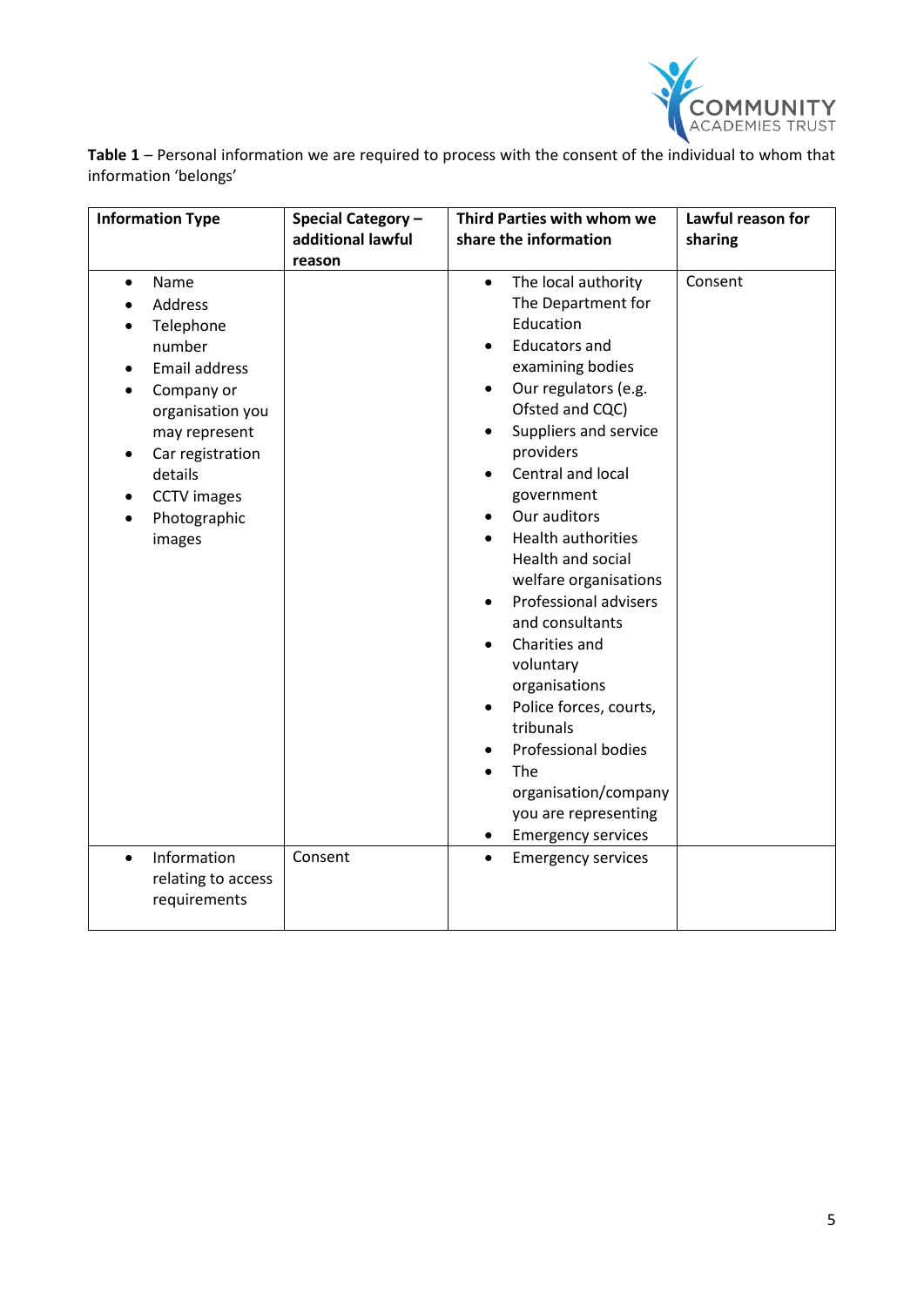**Table 1** – Personal information we are required to process with the consent of the individual to whom that information 'belongs'

| Information Type | Special Category – additional lawful reason | Third Parties with whom we share the information | Lawful reason for sharing |
|---|---|---|---|
| • Name<br>• Address<br>• Telephone number<br>• Email address<br>• Company or organisation you may represent<br>• Car registration details<br>• CCTV images<br>• Photographic images | | • The local authority The Department for Education<br>• Educators and examining bodies<br>• Our regulators (e.g. Ofsted and CQC)<br>• Suppliers and service providers<br>• Central and local government<br>• Our auditors<br>• Health authorities Health and social welfare organisations<br>• Professional advisers and consultants<br>• Charities and voluntary organisations<br>• Police forces, courts, tribunals<br>• Professional bodies<br>• The organisation/company you are representing<br>• Emergency services | Consent |
| • Information relating to access requirements | Consent | • Emergency services | |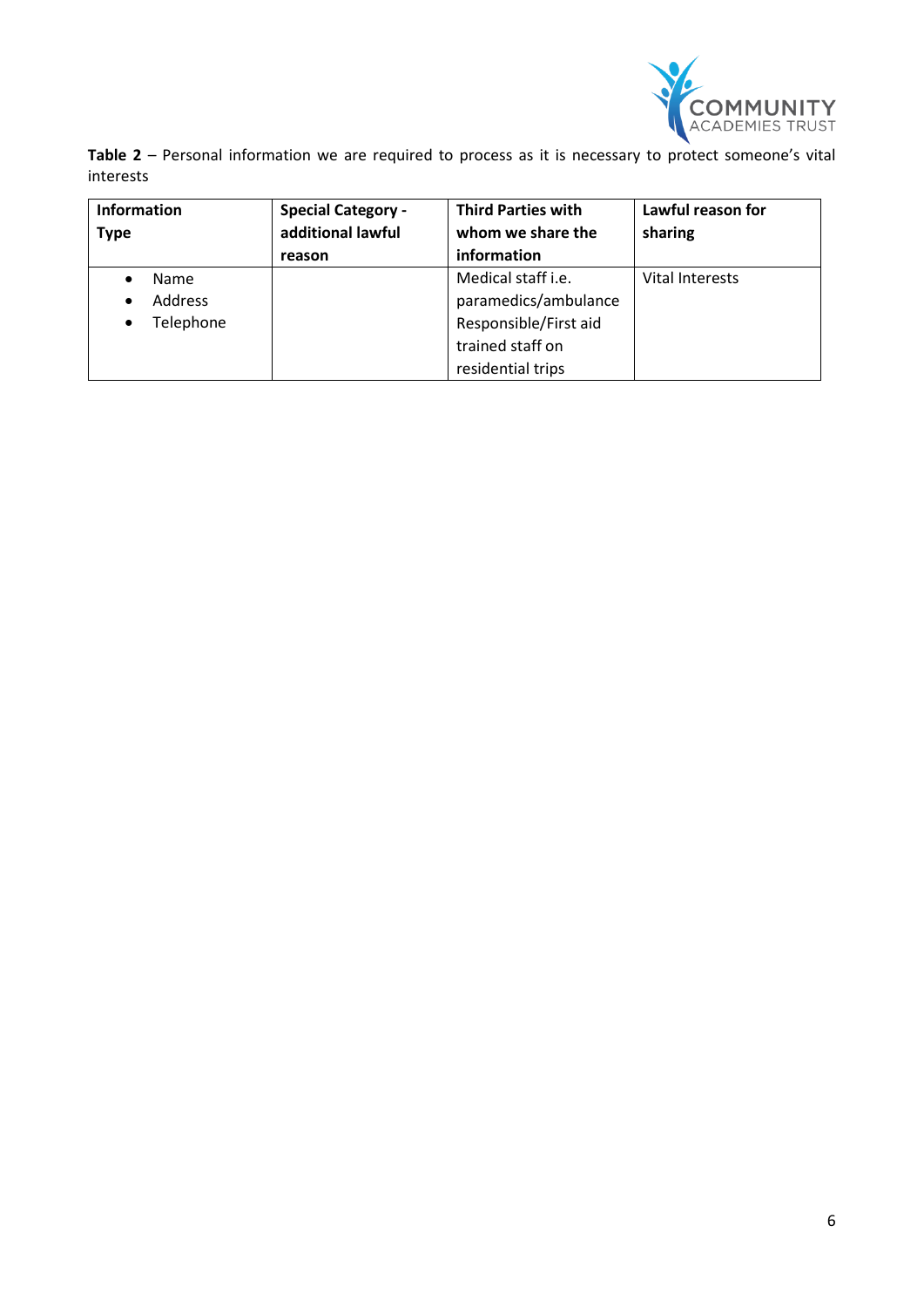**Table 2** – Personal information we are required to process as it is necessary to protect someone's vital interests

| Information Type | Special Category - additional lawful reason | Third Parties with whom we share the information | Lawful reason for sharing |
|---|---|---|---|
| • Name<br>• Address<br>• Telephone | | Medical staff i.e. paramedics/ambulance Responsible/First aid trained staff on residential trips | Vital Interests |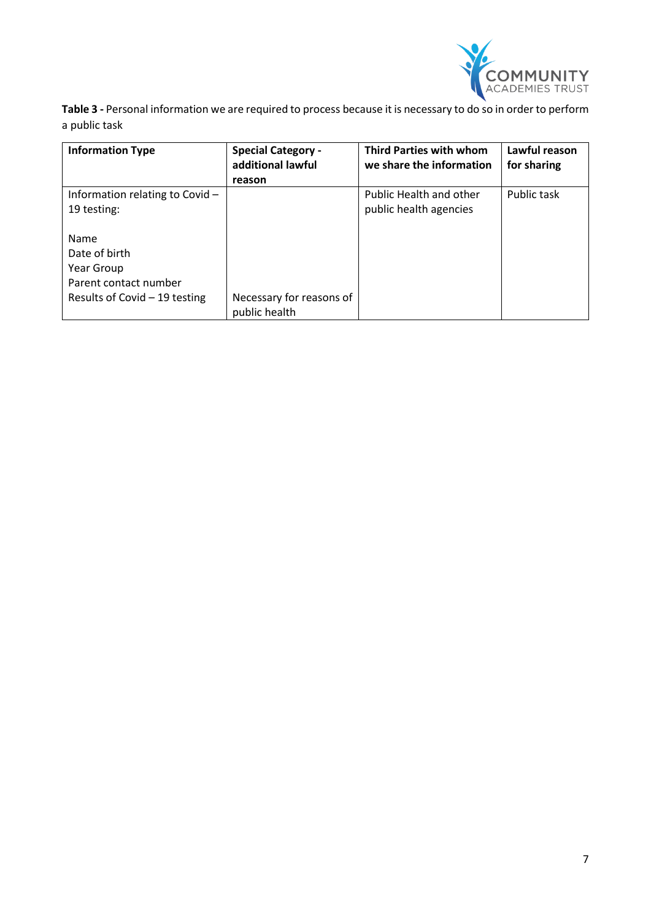**Table 3 -** Personal information we are required to process because it is necessary to do so in order to perform a public task

| Information Type | Special Category - additional lawful reason | Third Parties with whom we share the information | Lawful reason for sharing |
|---|---|---|---|
| Information relating to Covid – 19 testing:<br><br>Name<br>Date of birth<br>Year Group<br>Parent contact number<br>Results of Covid – 19 testing | Necessary for reasons of public health | Public Health and other public health agencies | Public task |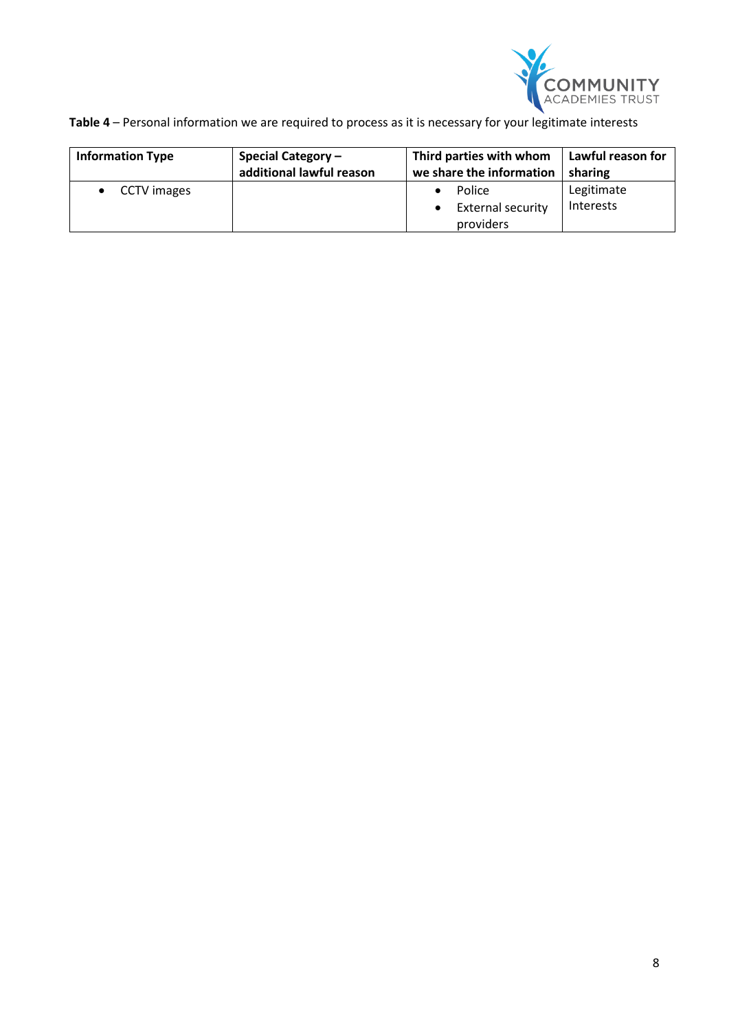**Table 4** – Personal information we are required to process as it is necessary for your legitimate interests

| Information Type | Special Category – additional lawful reason | Third parties with whom we share the information | Lawful reason for sharing |
|---|---|---|---|
| • CCTV images | | • Police<br>• External security providers | Legitimate Interests |